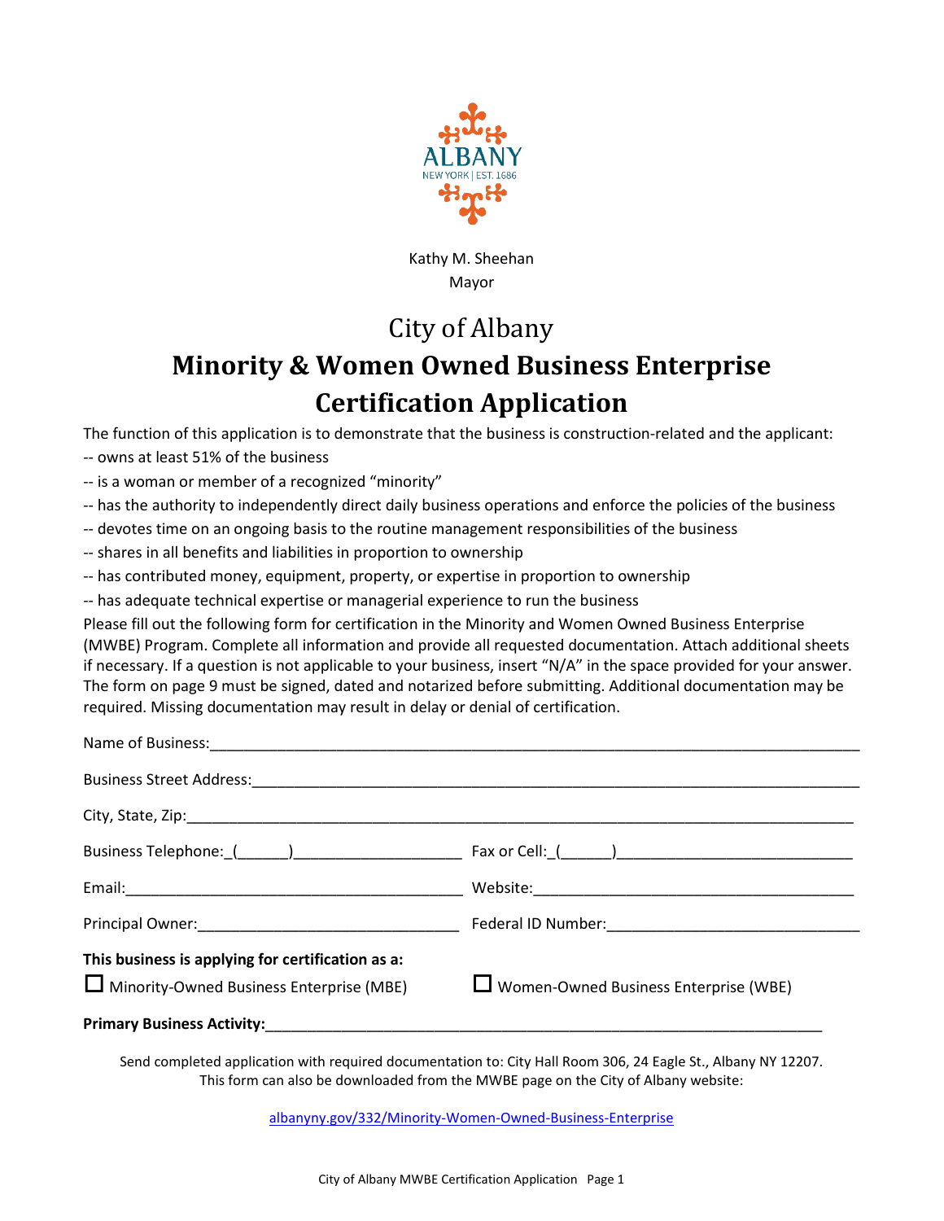ALBANY
NEW YORK | EST. 1686

Kathy M. Sheehan
Mayor

# City of Albany

# Minority & Women Owned Business Enterprise Certification Application

The function of this application is to demonstrate that the business is construction-related and the applicant:

-- owns at least 51% of the business

-- is a woman or member of a recognized "minority"

-- has the authority to independently direct daily business operations and enforce the policies of the business

-- devotes time on an ongoing basis to the routine management responsibilities of the business

-- shares in all benefits and liabilities in proportion to ownership

-- has contributed money, equipment, property, or expertise in proportion to ownership

-- has adequate technical expertise or managerial experience to run the business

Please fill out the following form for certification in the Minority and Women Owned Business Enterprise (MWBE) Program. Complete all information and provide all requested documentation. Attach additional sheets if necessary. If a question is not applicable to your business, insert "N/A" in the space provided for your answer. The form on page 9 must be signed, dated and notarized before submitting. Additional documentation may be required. Missing documentation may result in delay or denial of certification.

Name of Business:_______________________________________________

Business Street Address:_______________________________________________

City, State, Zip:_______________________________________________

Business Telephone:_(______)____________________ Fax or Cell:_(______)____________________

Email:_______________________ Website:_______________________

Principal Owner:_______________________ Federal ID Number:_______________________

**This business is applying for certification as a:**

☐ Minority-Owned Business Enterprise (MBE) ☐ Women-Owned Business Enterprise (WBE)

**Primary Business Activity:**_______________________________________________

Send completed application with required documentation to: City Hall Room 306, 24 Eagle St., Albany NY 12207.
This form can also be downloaded from the MWBE page on the City of Albany website:

albanyny.gov/332/Minority-Women-Owned-Business-Enterprise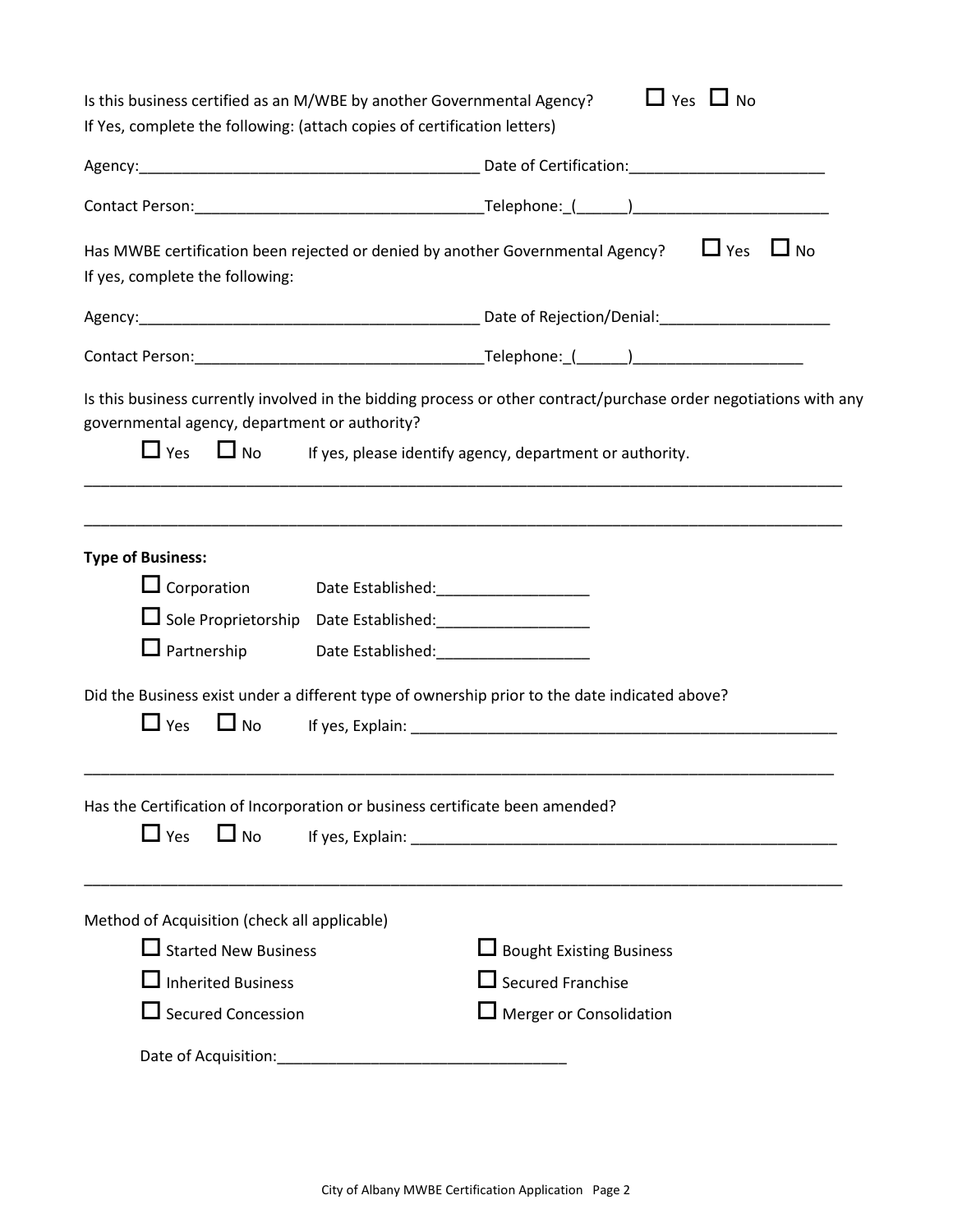Is this business certified as an M/WBE by another Governmental Agency? ☐ Yes ☐ No

If Yes, complete the following: (attach copies of certification letters)

Agency:________________________________________ Date of Certification:_______________________

Contact Person:_________________________________Telephone:_(______)_______________________

Has MWBE certification been rejected or denied by another Governmental Agency? ☐ Yes ☐ No

If yes, complete the following:

Agency:________________________________________ Date of Rejection/Denial:____________________

Contact Person:_________________________________Telephone:_(______)____________________

Is this business currently involved in the bidding process or other contract/purchase order negotiations with any governmental agency, department or authority?

☐ Yes ☐ No If yes, please identify agency, department or authority.

_____________________________________________________________________________________

_____________________________________________________________________________________

**Type of Business:**

☐ Corporation Date Established:__________________

☐ Sole Proprietorship Date Established:__________________

☐ Partnership Date Established:__________________

Did the Business exist under a different type of ownership prior to the date indicated above?

☐ Yes ☐ No If yes, Explain: ___________________________________________________

_____________________________________________________________________________________

Has the Certification of Incorporation or business certificate been amended?

☐ Yes ☐ No If yes, Explain: ___________________________________________________

_____________________________________________________________________________________

Method of Acquisition (check all applicable)

☐ Started New Business ☐ Bought Existing Business

☐ Inherited Business ☐ Secured Franchise

☐ Secured Concession ☐ Merger or Consolidation

Date of Acquisition:_________________________________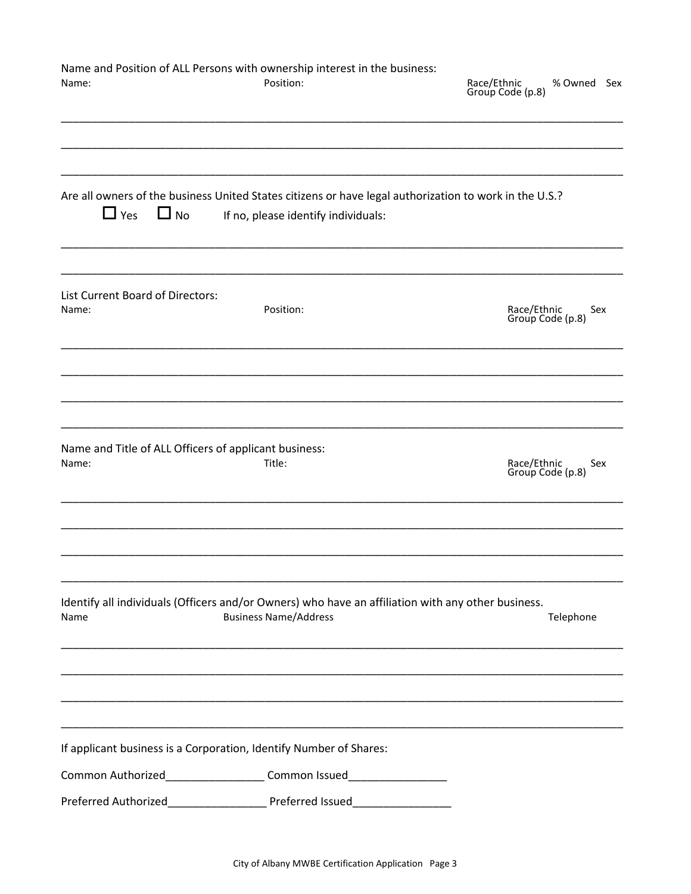Name and Position of ALL Persons with ownership interest in the business:

| Name: | Position: | Race/Ethnic Group Code (p.8) | % Owned | Sex |
|---|---|---|---|---|
| | | | | |
| | | | | |
| | | | | |

Are all owners of the business United States citizens or have legal authorization to work in the U.S.?

☐ Yes ☐ No If no, please identify individuals:

_______________________________________________________________________________

_______________________________________________________________________________

List Current Board of Directors:

| Name: | Position: | Race/Ethnic Group Code (p.8) | Sex |
|---|---|---|---|
| | | | |
| | | | |
| | | | |
| | | | |

Name and Title of ALL Officers of applicant business:

| Name: | Title: | Race/Ethnic Group Code (p.8) | Sex |
|---|---|---|---|
| | | | |
| | | | |
| | | | |
| | | | |

Identify all individuals (Officers and/or Owners) who have an affiliation with any other business.

| Name | Business Name/Address | Telephone |
|---|---|---|
| | | |
| | | |
| | | |
| | | |

If applicant business is a Corporation, Identify Number of Shares:

Common Authorized________________ Common Issued________________

Preferred Authorized________________ Preferred Issued________________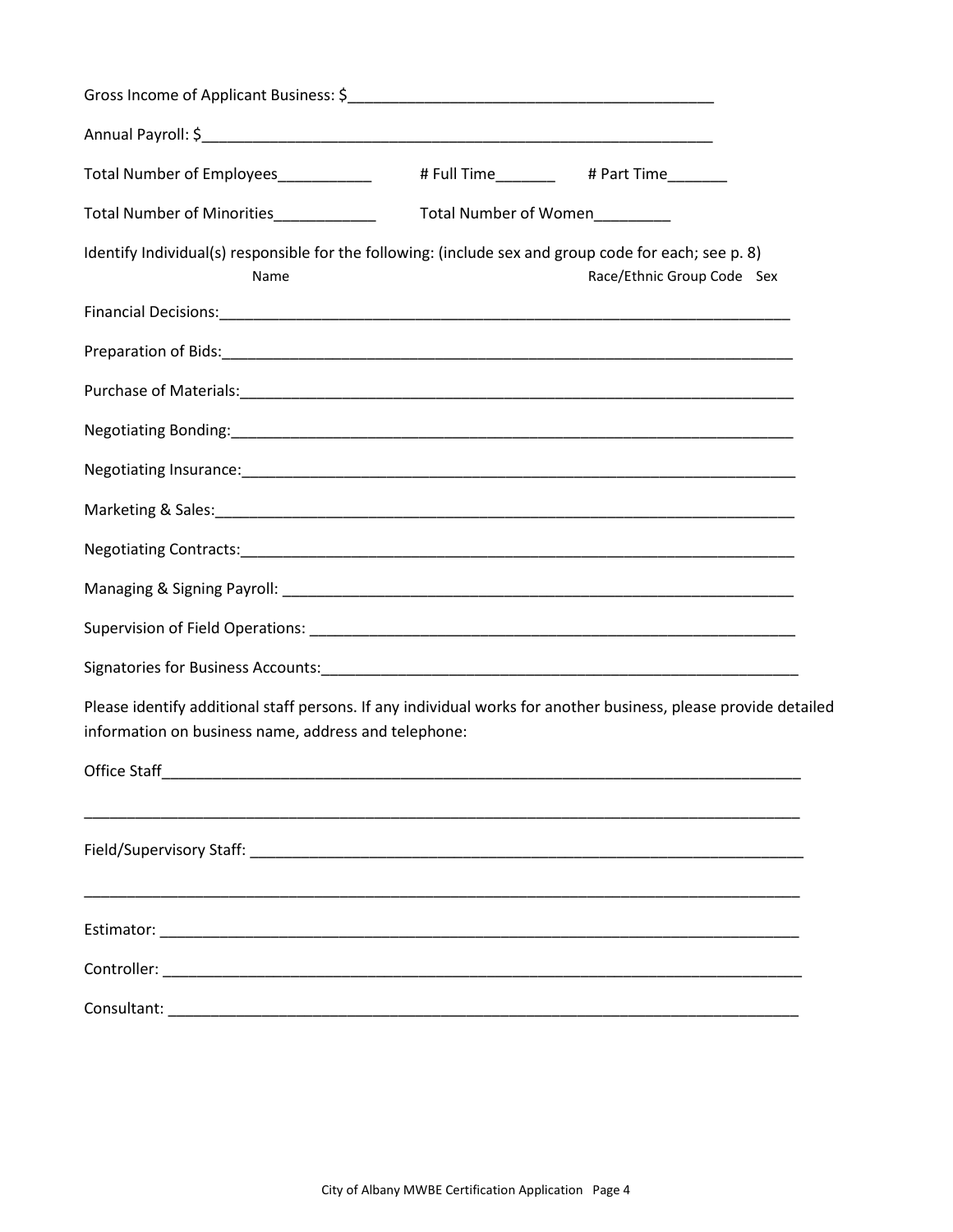Gross Income of Applicant Business: $___________________________________________

Annual Payroll: $____________________________________________________________

Total Number of Employees___________ # Full Time_______ # Part Time_______

Total Number of Minorities____________ Total Number of Women_________

Identify Individual(s) responsible for the following: (include sex and group code for each; see p. 8)

Name Race/Ethnic Group Code Sex

Financial Decisions:____________________________________________________________________

Preparation of Bids:____________________________________________________________________

Purchase of Materials:__________________________________________________________________

Negotiating Bonding:___________________________________________________________________

Negotiating Insurance:__________________________________________________________________

Marketing & Sales:_____________________________________________________________________

Negotiating Contracts:__________________________________________________________________

Managing & Signing Payroll: _____________________________________________________________

Supervision of Field Operations: __________________________________________________________

Signatories for Business Accounts:_________________________________________________________

Please identify additional staff persons. If any individual works for another business, please provide detailed information on business name, address and telephone:

Office Staff____________________________________________________________________________

_______________________________________________________________________________________

Field/Supervisory Staff: _________________________________________________________________

_______________________________________________________________________________________

Estimator: _____________________________________________________________________________

Controller: ____________________________________________________________________________

Consultant: ____________________________________________________________________________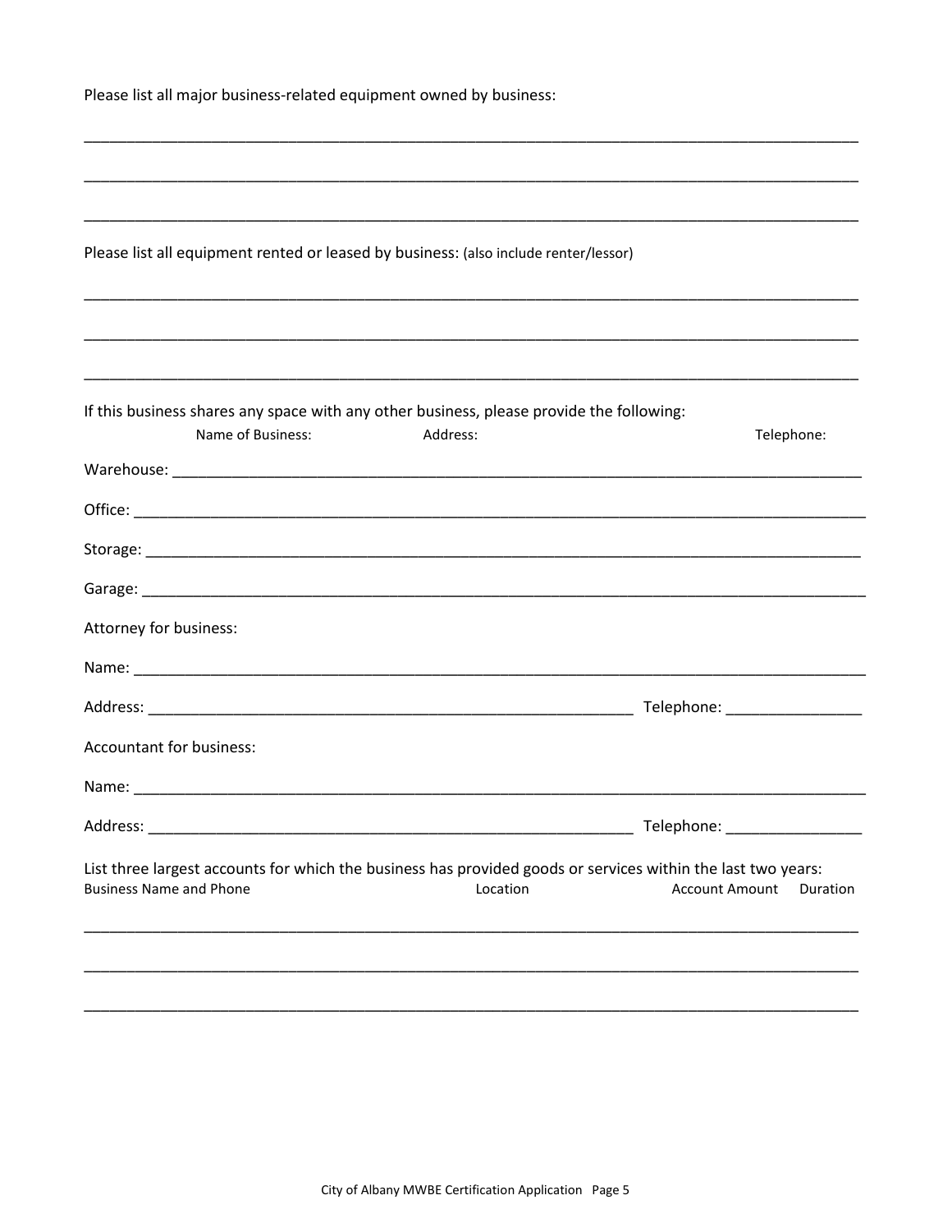Please list all major business-related equipment owned by business:

\_\_\_\_\_\_\_\_\_\_\_\_\_\_\_\_\_\_\_\_\_\_\_\_\_\_\_\_\_\_\_\_\_\_\_\_\_\_\_\_\_\_\_\_\_\_\_\_\_\_\_\_\_\_\_\_\_\_\_\_\_\_\_\_\_\_\_\_\_\_\_\_\_\_\_\_\_\_

\_\_\_\_\_\_\_\_\_\_\_\_\_\_\_\_\_\_\_\_\_\_\_\_\_\_\_\_\_\_\_\_\_\_\_\_\_\_\_\_\_\_\_\_\_\_\_\_\_\_\_\_\_\_\_\_\_\_\_\_\_\_\_\_\_\_\_\_\_\_\_\_\_\_\_\_\_\_

\_\_\_\_\_\_\_\_\_\_\_\_\_\_\_\_\_\_\_\_\_\_\_\_\_\_\_\_\_\_\_\_\_\_\_\_\_\_\_\_\_\_\_\_\_\_\_\_\_\_\_\_\_\_\_\_\_\_\_\_\_\_\_\_\_\_\_\_\_\_\_\_\_\_\_\_\_\_

Please list all equipment rented or leased by business: (also include renter/lessor)

\_\_\_\_\_\_\_\_\_\_\_\_\_\_\_\_\_\_\_\_\_\_\_\_\_\_\_\_\_\_\_\_\_\_\_\_\_\_\_\_\_\_\_\_\_\_\_\_\_\_\_\_\_\_\_\_\_\_\_\_\_\_\_\_\_\_\_\_\_\_\_\_\_\_\_\_\_\_

\_\_\_\_\_\_\_\_\_\_\_\_\_\_\_\_\_\_\_\_\_\_\_\_\_\_\_\_\_\_\_\_\_\_\_\_\_\_\_\_\_\_\_\_\_\_\_\_\_\_\_\_\_\_\_\_\_\_\_\_\_\_\_\_\_\_\_\_\_\_\_\_\_\_\_\_\_\_

\_\_\_\_\_\_\_\_\_\_\_\_\_\_\_\_\_\_\_\_\_\_\_\_\_\_\_\_\_\_\_\_\_\_\_\_\_\_\_\_\_\_\_\_\_\_\_\_\_\_\_\_\_\_\_\_\_\_\_\_\_\_\_\_\_\_\_\_\_\_\_\_\_\_\_\_\_\_

If this business shares any space with any other business, please provide the following:

| | Name of Business: | Address: | Telephone: |
|---|---|---|---|
| Warehouse: | | | |
| Office: | | | |
| Storage: | | | |
| Garage: | | | |

Attorney for business:

Name: \_\_\_\_\_\_\_\_\_\_\_\_\_\_\_\_\_\_\_\_\_\_\_\_\_\_\_\_\_\_\_\_\_\_\_\_\_\_\_\_\_\_\_\_\_\_\_\_\_\_\_\_\_\_\_\_\_\_\_\_\_\_\_\_\_\_\_\_\_\_

Address: \_\_\_\_\_\_\_\_\_\_\_\_\_\_\_\_\_\_\_\_\_\_\_\_\_\_\_\_\_\_\_\_\_\_\_\_\_\_\_\_\_\_\_\_\_\_\_\_ Telephone: \_\_\_\_\_\_\_\_\_\_\_\_\_\_\_\_

Accountant for business:

Name: \_\_\_\_\_\_\_\_\_\_\_\_\_\_\_\_\_\_\_\_\_\_\_\_\_\_\_\_\_\_\_\_\_\_\_\_\_\_\_\_\_\_\_\_\_\_\_\_\_\_\_\_\_\_\_\_\_\_\_\_\_\_\_\_\_\_\_\_\_\_

Address: \_\_\_\_\_\_\_\_\_\_\_\_\_\_\_\_\_\_\_\_\_\_\_\_\_\_\_\_\_\_\_\_\_\_\_\_\_\_\_\_\_\_\_\_\_\_\_\_ Telephone: \_\_\_\_\_\_\_\_\_\_\_\_\_\_\_\_

List three largest accounts for which the business has provided goods or services within the last two years:

| Business Name and Phone | Location | Account Amount | Duration |
|---|---|---|---|
| | | | |
| | | | |
| | | | |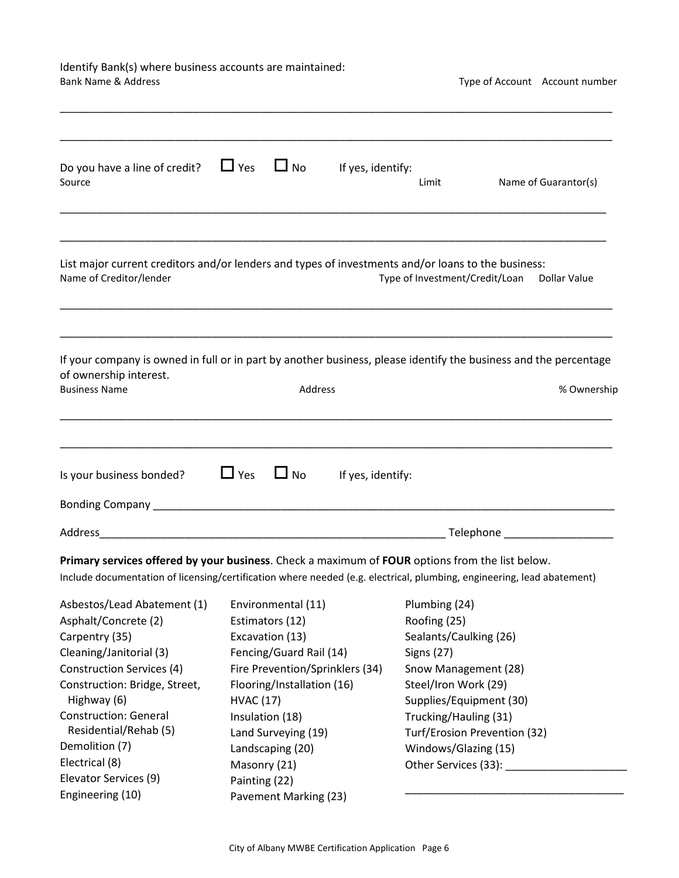Identify Bank(s) where business accounts are maintained:

| Bank Name & Address | Type of Account | Account number |
|---|---|---|
| | | |
| | | |

Do you have a line of credit? ☐ Yes ☐ No If yes, identify:

| Source | Limit | Name of Guarantor(s) |
|---|---|---|
| | | |
| | | |

List major current creditors and/or lenders and types of investments and/or loans to the business:

| Name of Creditor/lender | Type of Investment/Credit/Loan | Dollar Value |
|---|---|---|
| | | |
| | | |

If your company is owned in full or in part by another business, please identify the business and the percentage of ownership interest.

| Business Name | Address | % Ownership |
|---|---|---|
| | | |
| | | |

Is your business bonded? ☐ Yes ☐ No If yes, identify:

Bonding Company ____________________________________________

Address____________________________________________ Telephone __________________

**Primary services offered by your business**. Check a maximum of **FOUR** options from the list below.

Include documentation of licensing/certification where needed (e.g. electrical, plumbing, engineering, lead abatement)

- Asbestos/Lead Abatement (1)
- Asphalt/Concrete (2)
- Carpentry (35)
- Cleaning/Janitorial (3)
- Construction Services (4)
- Construction: Bridge, Street, Highway (6)
- Construction: General Residential/Rehab (5)
- Demolition (7)
- Electrical (8)
- Elevator Services (9)
- Engineering (10)
- Environmental (11)
- Estimators (12)
- Excavation (13)
- Fencing/Guard Rail (14)
- Fire Prevention/Sprinklers (34)
- Flooring/Installation (16)
- HVAC (17)
- Insulation (18)
- Land Surveying (19)
- Landscaping (20)
- Masonry (21)
- Painting (22)
- Pavement Marking (23)
- Plumbing (24)
- Roofing (25)
- Sealants/Caulking (26)
- Signs (27)
- Snow Management (28)
- Steel/Iron Work (29)
- Supplies/Equipment (30)
- Trucking/Hauling (31)
- Turf/Erosion Prevention (32)
- Windows/Glazing (15)
- Other Services (33): ____________________

____________________________________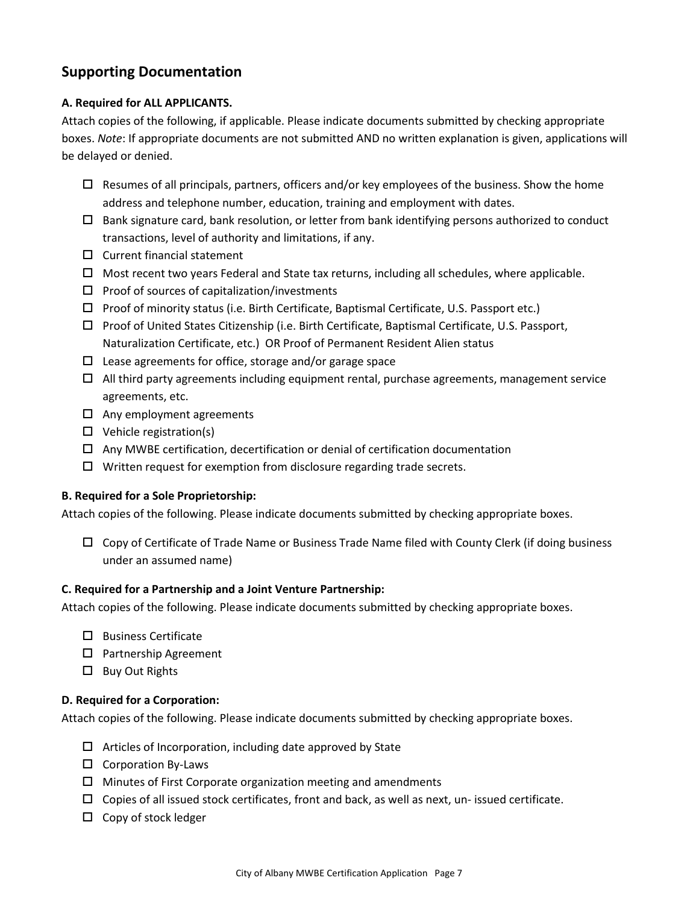## Supporting Documentation

**A. Required for ALL APPLICANTS.**

Attach copies of the following, if applicable. Please indicate documents submitted by checking appropriate boxes. *Note*: If appropriate documents are not submitted AND no written explanation is given, applications will be delayed or denied.

- ☐ Resumes of all principals, partners, officers and/or key employees of the business. Show the home address and telephone number, education, training and employment with dates.
- ☐ Bank signature card, bank resolution, or letter from bank identifying persons authorized to conduct transactions, level of authority and limitations, if any.
- ☐ Current financial statement
- ☐ Most recent two years Federal and State tax returns, including all schedules, where applicable.
- ☐ Proof of sources of capitalization/investments
- ☐ Proof of minority status (i.e. Birth Certificate, Baptismal Certificate, U.S. Passport etc.)
- ☐ Proof of United States Citizenship (i.e. Birth Certificate, Baptismal Certificate, U.S. Passport, Naturalization Certificate, etc.) OR Proof of Permanent Resident Alien status
- ☐ Lease agreements for office, storage and/or garage space
- ☐ All third party agreements including equipment rental, purchase agreements, management service agreements, etc.
- ☐ Any employment agreements
- ☐ Vehicle registration(s)
- ☐ Any MWBE certification, decertification or denial of certification documentation
- ☐ Written request for exemption from disclosure regarding trade secrets.

**B. Required for a Sole Proprietorship:**

Attach copies of the following. Please indicate documents submitted by checking appropriate boxes.

- ☐ Copy of Certificate of Trade Name or Business Trade Name filed with County Clerk (if doing business under an assumed name)

**C. Required for a Partnership and a Joint Venture Partnership:**

Attach copies of the following. Please indicate documents submitted by checking appropriate boxes.

- ☐ Business Certificate
- ☐ Partnership Agreement
- ☐ Buy Out Rights

**D. Required for a Corporation:**

Attach copies of the following. Please indicate documents submitted by checking appropriate boxes.

- ☐ Articles of Incorporation, including date approved by State
- ☐ Corporation By-Laws
- ☐ Minutes of First Corporate organization meeting and amendments
- ☐ Copies of all issued stock certificates, front and back, as well as next, un- issued certificate.
- ☐ Copy of stock ledger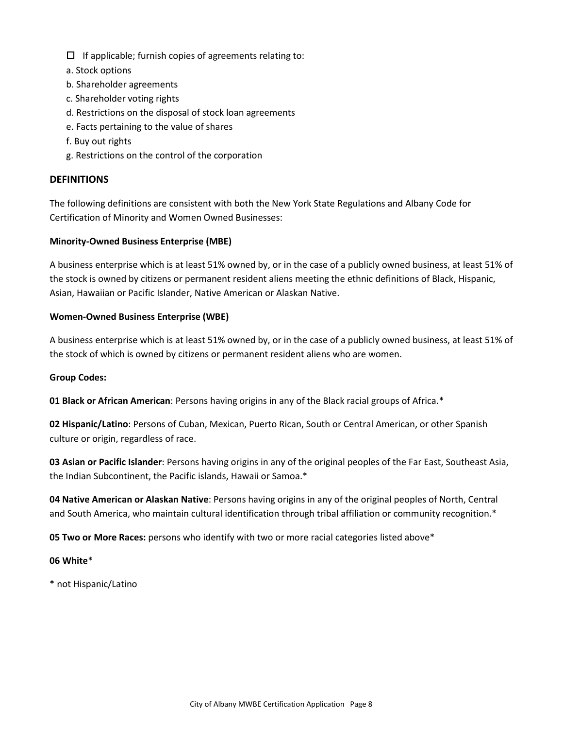- ☐ If applicable; furnish copies of agreements relating to:

a. Stock options
b. Shareholder agreements
c. Shareholder voting rights
d. Restrictions on the disposal of stock loan agreements
e. Facts pertaining to the value of shares
f. Buy out rights
g. Restrictions on the control of the corporation

## DEFINITIONS

The following definitions are consistent with both the New York State Regulations and Albany Code for Certification of Minority and Women Owned Businesses:

**Minority-Owned Business Enterprise (MBE)**

A business enterprise which is at least 51% owned by, or in the case of a publicly owned business, at least 51% of the stock is owned by citizens or permanent resident aliens meeting the ethnic definitions of Black, Hispanic, Asian, Hawaiian or Pacific Islander, Native American or Alaskan Native.

**Women-Owned Business Enterprise (WBE)**

A business enterprise which is at least 51% owned by, or in the case of a publicly owned business, at least 51% of the stock of which is owned by citizens or permanent resident aliens who are women.

**Group Codes:**

**01 Black or African American**: Persons having origins in any of the Black racial groups of Africa.*

**02 Hispanic/Latino**: Persons of Cuban, Mexican, Puerto Rican, South or Central American, or other Spanish culture or origin, regardless of race.

**03 Asian or Pacific Islander**: Persons having origins in any of the original peoples of the Far East, Southeast Asia, the Indian Subcontinent, the Pacific islands, Hawaii or Samoa.*

**04 Native American or Alaskan Native**: Persons having origins in any of the original peoples of North, Central and South America, who maintain cultural identification through tribal affiliation or community recognition.*

**05 Two or More Races:** persons who identify with two or more racial categories listed above*

**06 White***

* not Hispanic/Latino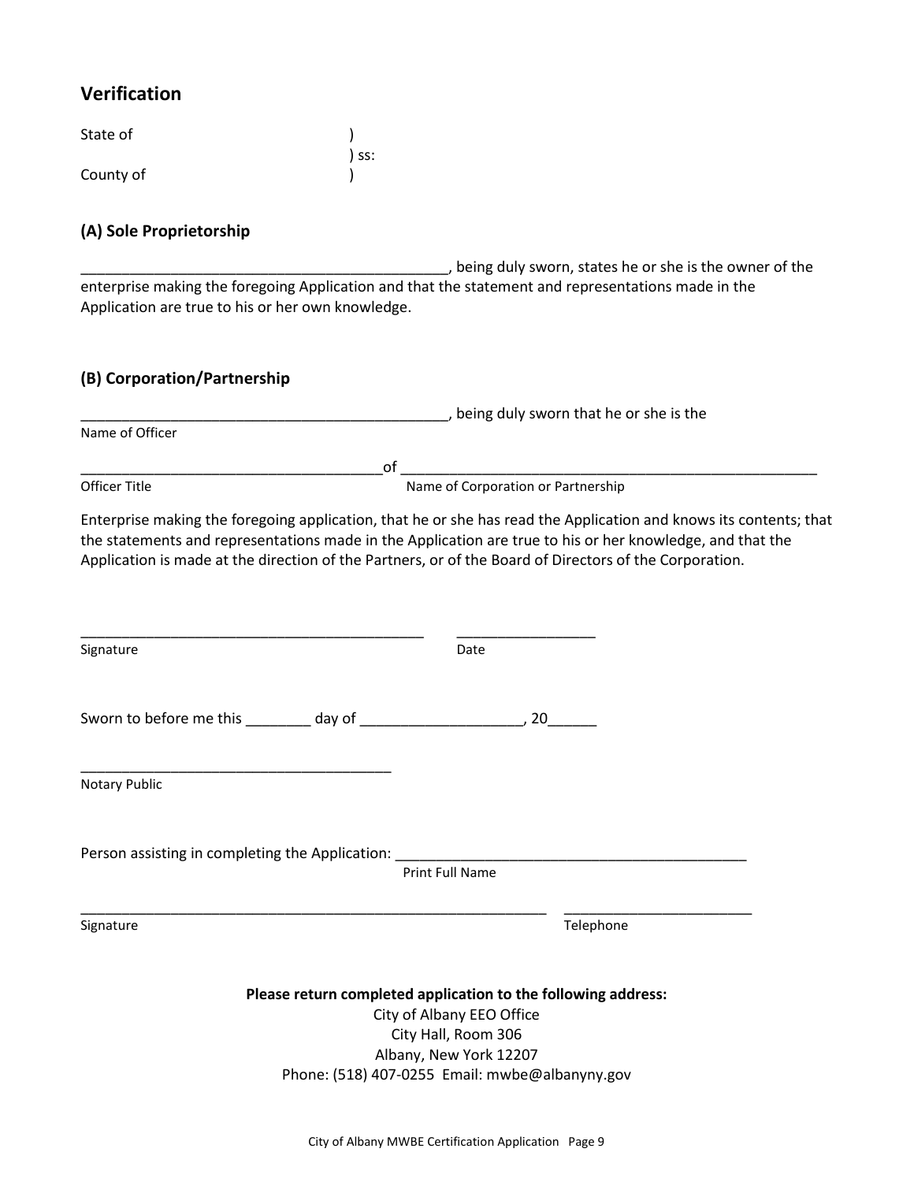## Verification

State of )
) ss:
County of )

### (A) Sole Proprietorship

_____________________________________________, being duly sworn, states he or she is the owner of the enterprise making the foregoing Application and that the statement and representations made in the Application are true to his or her own knowledge.

### (B) Corporation/Partnership

______________________________________________, being duly sworn that he or she is the
Name of Officer

____________________________________of ____________________________________________________
Officer Title Name of Corporation or Partnership

Enterprise making the foregoing application, that he or she has read the Application and knows its contents; that the statements and representations made in the Application are true to his or her knowledge, and that the Application is made at the direction of the Partners, or of the Board of Directors of the Corporation.

___________________________________________ _________________
Signature Date

Sworn to before me this ________ day of ___________________, 20______

_______________________________________
Notary Public

Person assisting in completing the Application: ____________________________________________
Print Full Name

___________________________________________________________ _______________________
Signature Telephone

**Please return completed application to the following address:**
City of Albany EEO Office
City Hall, Room 306
Albany, New York 12207
Phone: (518) 407-0255 Email: mwbe@albanyny.gov